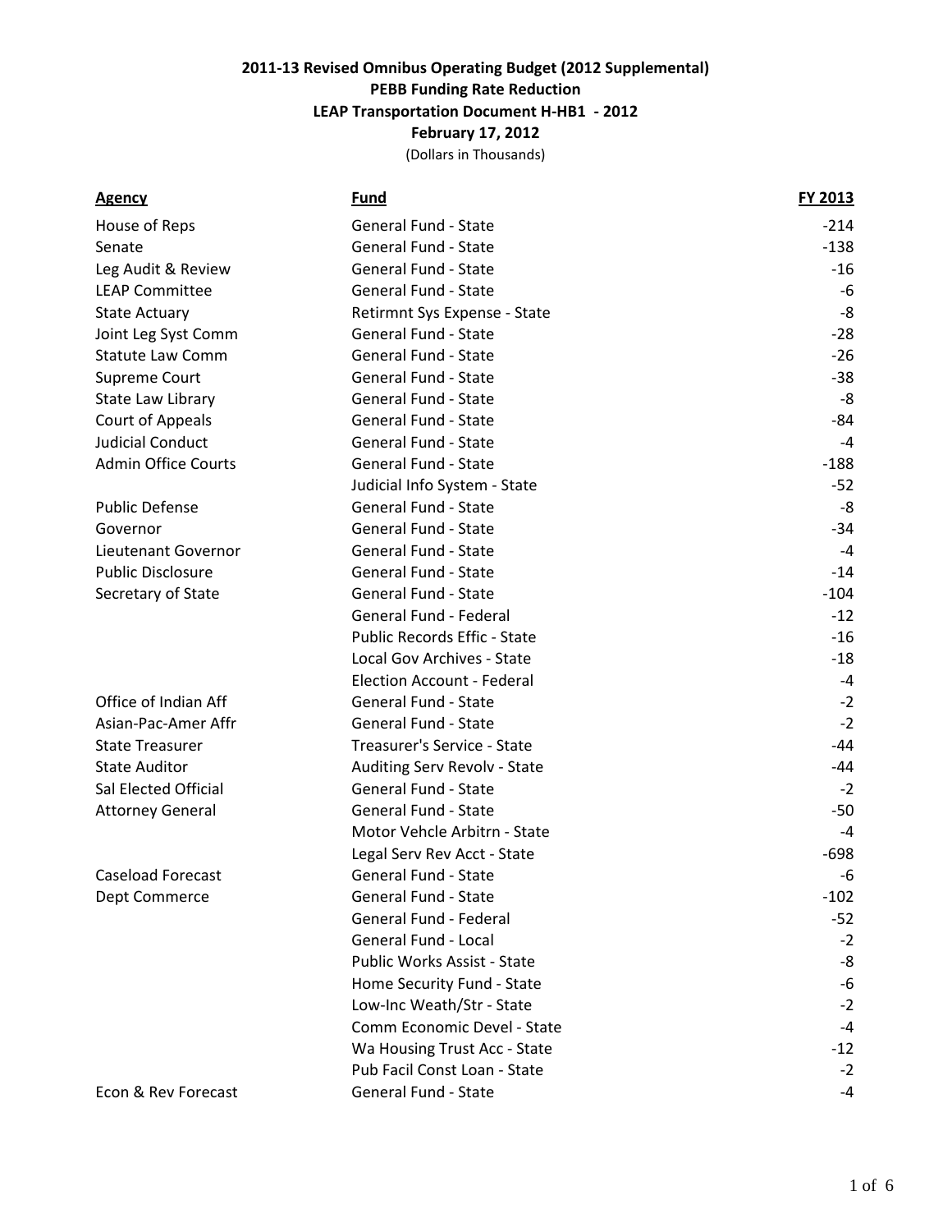**2011-13 Revised Omnibus Operating Budget (2012 Supplemental)**
**PEBB Funding Rate Reduction**
**LEAP Transportation Document H-HB1 - 2012**
**February 17, 2012**
(Dollars in Thousands)

| Agency | Fund | FY 2013 |
|---|---|---|
| House of Reps | General Fund - State | -214 |
| Senate | General Fund - State | -138 |
| Leg Audit & Review | General Fund - State | -16 |
| LEAP Committee | General Fund - State | -6 |
| State Actuary | Retirmnt Sys Expense - State | -8 |
| Joint Leg Syst Comm | General Fund - State | -28 |
| Statute Law Comm | General Fund - State | -26 |
| Supreme Court | General Fund - State | -38 |
| State Law Library | General Fund - State | -8 |
| Court of Appeals | General Fund - State | -84 |
| Judicial Conduct | General Fund - State | -4 |
| Admin Office Courts | General Fund - State | -188 |
| | Judicial Info System - State | -52 |
| Public Defense | General Fund - State | -8 |
| Governor | General Fund - State | -34 |
| Lieutenant Governor | General Fund - State | -4 |
| Public Disclosure | General Fund - State | -14 |
| Secretary of State | General Fund - State | -104 |
| | General Fund - Federal | -12 |
| | Public Records Effic - State | -16 |
| | Local Gov Archives - State | -18 |
| | Election Account - Federal | -4 |
| Office of Indian Aff | General Fund - State | -2 |
| Asian-Pac-Amer Affr | General Fund - State | -2 |
| State Treasurer | Treasurer's Service - State | -44 |
| State Auditor | Auditing Serv Revolv - State | -44 |
| Sal Elected Official | General Fund - State | -2 |
| Attorney General | General Fund - State | -50 |
| | Motor Vehcle Arbitrn - State | -4 |
| | Legal Serv Rev Acct - State | -698 |
| Caseload Forecast | General Fund - State | -6 |
| Dept Commerce | General Fund - State | -102 |
| | General Fund - Federal | -52 |
| | General Fund - Local | -2 |
| | Public Works Assist - State | -8 |
| | Home Security Fund - State | -6 |
| | Low-Inc Weath/Str - State | -2 |
| | Comm Economic Devel - State | -4 |
| | Wa Housing Trust Acc - State | -12 |
| | Pub Facil Const Loan - State | -2 |
| Econ & Rev Forecast | General Fund - State | -4 |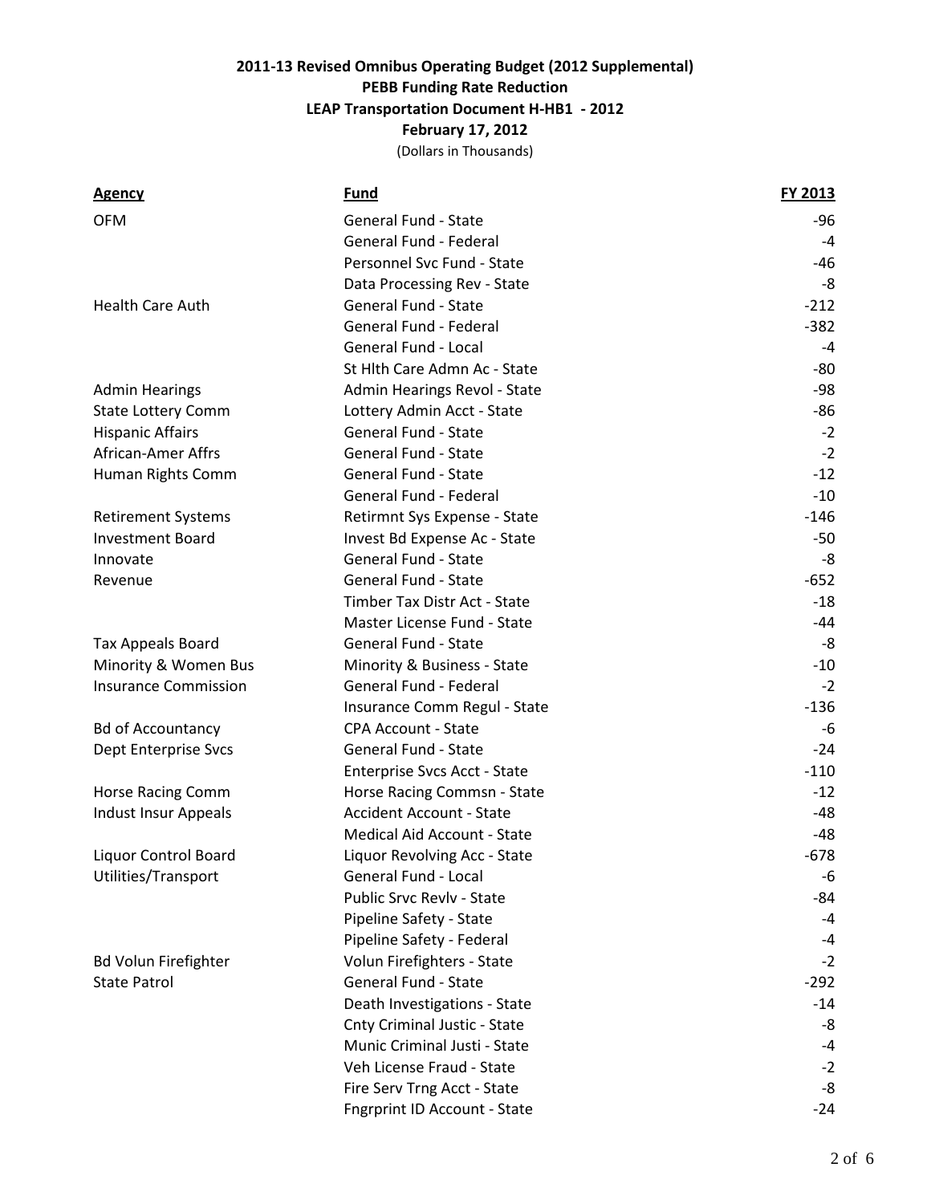**2011-13 Revised Omnibus Operating Budget (2012 Supplemental)**

**PEBB Funding Rate Reduction**

**LEAP Transportation Document H-HB1 - 2012**

**February 17, 2012**

(Dollars in Thousands)

| Agency | Fund | FY 2013 |
|---|---|---|
| OFM | General Fund - State | -96 |
| | General Fund - Federal | -4 |
| | Personnel Svc Fund - State | -46 |
| | Data Processing Rev - State | -8 |
| Health Care Auth | General Fund - State | -212 |
| | General Fund - Federal | -382 |
| | General Fund - Local | -4 |
| | St Hlth Care Admn Ac - State | -80 |
| Admin Hearings | Admin Hearings Revol - State | -98 |
| State Lottery Comm | Lottery Admin Acct - State | -86 |
| Hispanic Affairs | General Fund - State | -2 |
| African-Amer Affrs | General Fund - State | -2 |
| Human Rights Comm | General Fund - State | -12 |
| | General Fund - Federal | -10 |
| Retirement Systems | Retirmnt Sys Expense - State | -146 |
| Investment Board | Invest Bd Expense Ac - State | -50 |
| Innovate | General Fund - State | -8 |
| Revenue | General Fund - State | -652 |
| | Timber Tax Distr Act - State | -18 |
| | Master License Fund - State | -44 |
| Tax Appeals Board | General Fund - State | -8 |
| Minority & Women Bus | Minority & Business - State | -10 |
| Insurance Commission | General Fund - Federal | -2 |
| | Insurance Comm Regul - State | -136 |
| Bd of Accountancy | CPA Account - State | -6 |
| Dept Enterprise Svcs | General Fund - State | -24 |
| | Enterprise Svcs Acct - State | -110 |
| Horse Racing Comm | Horse Racing Commsn - State | -12 |
| Indust Insur Appeals | Accident Account - State | -48 |
| | Medical Aid Account - State | -48 |
| Liquor Control Board | Liquor Revolving Acc - State | -678 |
| Utilities/Transport | General Fund - Local | -6 |
| | Public Srvc Revlv - State | -84 |
| | Pipeline Safety - State | -4 |
| | Pipeline Safety - Federal | -4 |
| Bd Volun Firefighter | Volun Firefighters - State | -2 |
| State Patrol | General Fund - State | -292 |
| | Death Investigations - State | -14 |
| | Cnty Criminal Justic - State | -8 |
| | Munic Criminal Justi - State | -4 |
| | Veh License Fraud - State | -2 |
| | Fire Serv Trng Acct - State | -8 |
| | Fngrprint ID Account - State | -24 |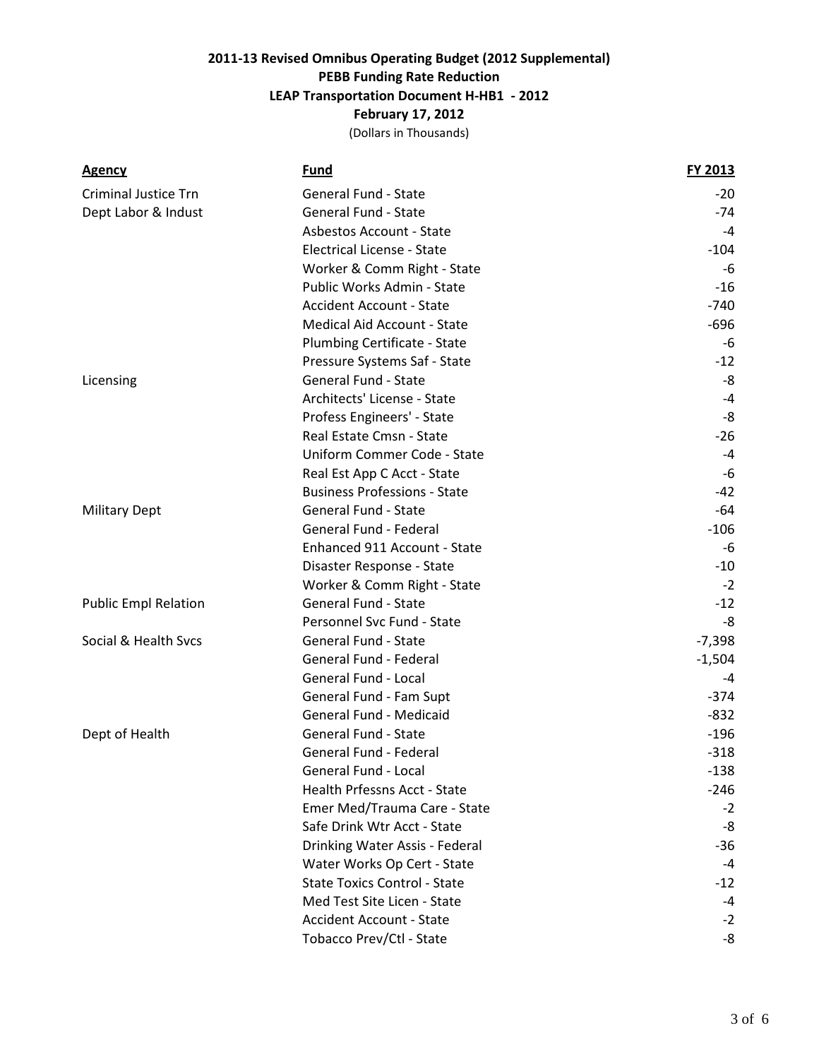**2011-13 Revised Omnibus Operating Budget (2012 Supplemental)**
**PEBB Funding Rate Reduction**
**LEAP Transportation Document H-HB1 - 2012**
**February 17, 2012**
(Dollars in Thousands)

| Agency | Fund | FY 2013 |
|---|---|---|
| Criminal Justice Trn | General Fund - State | -20 |
| Dept Labor & Indust | General Fund - State | -74 |
| | Asbestos Account - State | -4 |
| | Electrical License - State | -104 |
| | Worker & Comm Right - State | -6 |
| | Public Works Admin - State | -16 |
| | Accident Account - State | -740 |
| | Medical Aid Account - State | -696 |
| | Plumbing Certificate - State | -6 |
| | Pressure Systems Saf - State | -12 |
| Licensing | General Fund - State | -8 |
| | Architects' License - State | -4 |
| | Profess Engineers' - State | -8 |
| | Real Estate Cmsn - State | -26 |
| | Uniform Commer Code - State | -4 |
| | Real Est App C Acct - State | -6 |
| | Business Professions - State | -42 |
| Military Dept | General Fund - State | -64 |
| | General Fund - Federal | -106 |
| | Enhanced 911 Account - State | -6 |
| | Disaster Response - State | -10 |
| | Worker & Comm Right - State | -2 |
| Public Empl Relation | General Fund - State | -12 |
| | Personnel Svc Fund - State | -8 |
| Social & Health Svcs | General Fund - State | -7,398 |
| | General Fund - Federal | -1,504 |
| | General Fund - Local | -4 |
| | General Fund - Fam Supt | -374 |
| | General Fund - Medicaid | -832 |
| Dept of Health | General Fund - State | -196 |
| | General Fund - Federal | -318 |
| | General Fund - Local | -138 |
| | Health Prfessns Acct - State | -246 |
| | Emer Med/Trauma Care - State | -2 |
| | Safe Drink Wtr Acct - State | -8 |
| | Drinking Water Assis - Federal | -36 |
| | Water Works Op Cert - State | -4 |
| | State Toxics Control - State | -12 |
| | Med Test Site Licen - State | -4 |
| | Accident Account - State | -2 |
| | Tobacco Prev/Ctl - State | -8 |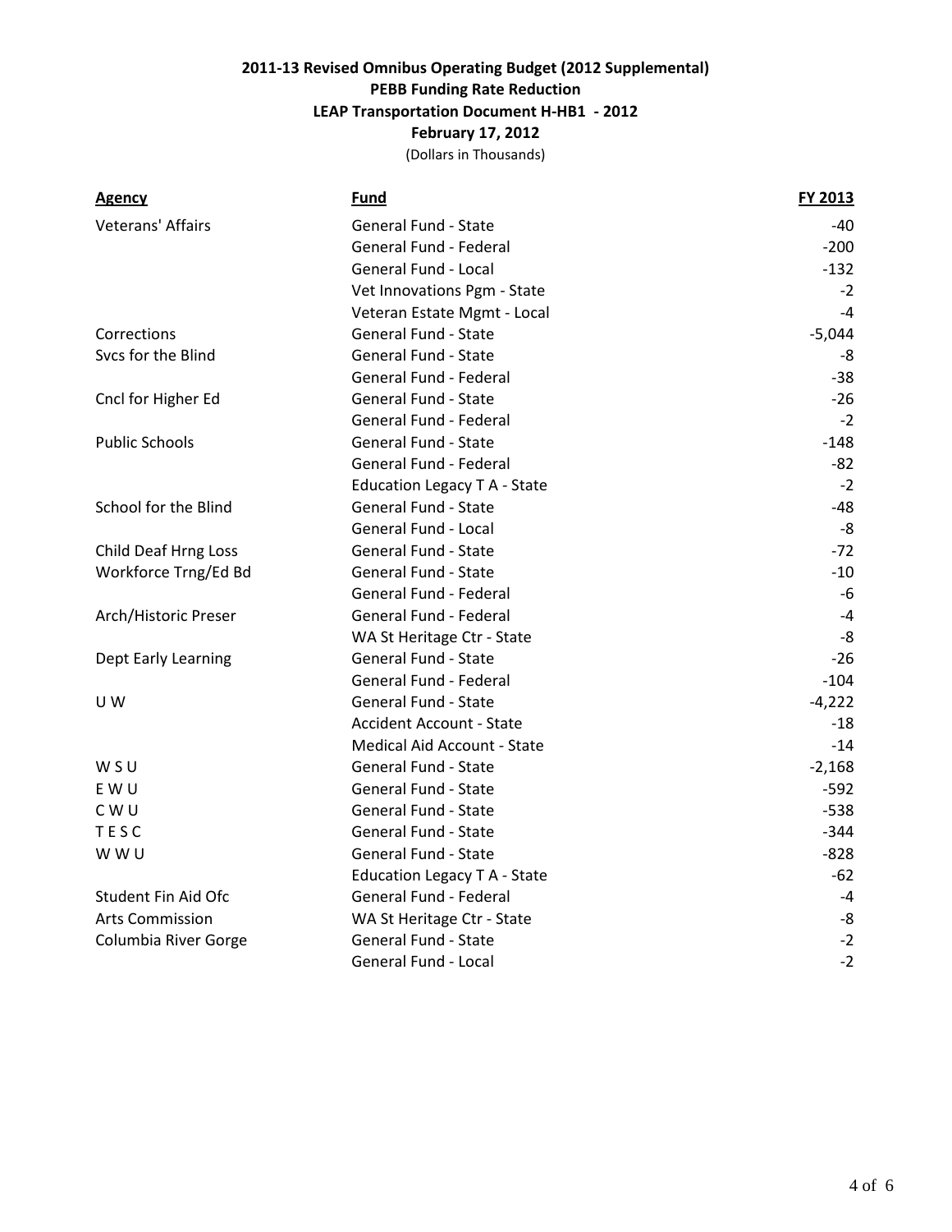**2011-13 Revised Omnibus Operating Budget (2012 Supplemental)**
**PEBB Funding Rate Reduction**
**LEAP Transportation Document H-HB1 - 2012**
**February 17, 2012**
(Dollars in Thousands)

| Agency | Fund | FY 2013 |
|---|---|---|
| Veterans' Affairs | General Fund - State | -40 |
| | General Fund - Federal | -200 |
| | General Fund - Local | -132 |
| | Vet Innovations Pgm - State | -2 |
| | Veteran Estate Mgmt - Local | -4 |
| Corrections | General Fund - State | -5,044 |
| Svcs for the Blind | General Fund - State | -8 |
| | General Fund - Federal | -38 |
| Cncl for Higher Ed | General Fund - State | -26 |
| | General Fund - Federal | -2 |
| Public Schools | General Fund - State | -148 |
| | General Fund - Federal | -82 |
| | Education Legacy T A - State | -2 |
| School for the Blind | General Fund - State | -48 |
| | General Fund - Local | -8 |
| Child Deaf Hrng Loss | General Fund - State | -72 |
| Workforce Trng/Ed Bd | General Fund - State | -10 |
| | General Fund - Federal | -6 |
| Arch/Historic Preser | General Fund - Federal | -4 |
| | WA St Heritage Ctr - State | -8 |
| Dept Early Learning | General Fund - State | -26 |
| | General Fund - Federal | -104 |
| U W | General Fund - State | -4,222 |
| | Accident Account - State | -18 |
| | Medical Aid Account - State | -14 |
| W S U | General Fund - State | -2,168 |
| E W U | General Fund - State | -592 |
| C W U | General Fund - State | -538 |
| T E S C | General Fund - State | -344 |
| W W U | General Fund - State | -828 |
| | Education Legacy T A - State | -62 |
| Student Fin Aid Ofc | General Fund - Federal | -4 |
| Arts Commission | WA St Heritage Ctr - State | -8 |
| Columbia River Gorge | General Fund - State | -2 |
| | General Fund - Local | -2 |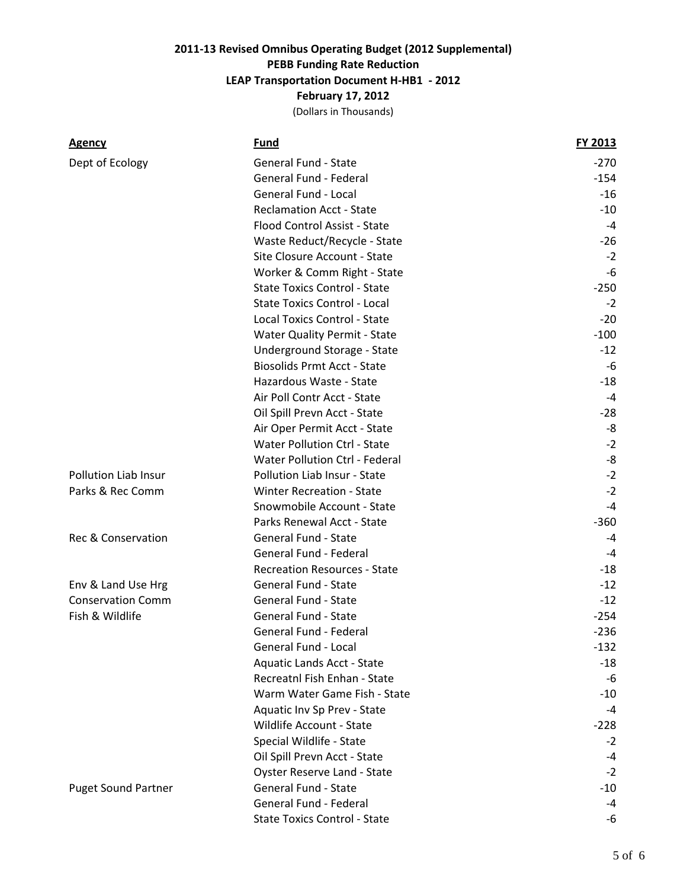**2011-13 Revised Omnibus Operating Budget (2012 Supplemental)**
**PEBB Funding Rate Reduction**
**LEAP Transportation Document H-HB1 - 2012**
**February 17, 2012**
(Dollars in Thousands)

| Agency | Fund | FY 2013 |
|---|---|---|
| Dept of Ecology | General Fund - State | -270 |
| | General Fund - Federal | -154 |
| | General Fund - Local | -16 |
| | Reclamation Acct - State | -10 |
| | Flood Control Assist - State | -4 |
| | Waste Reduct/Recycle - State | -26 |
| | Site Closure Account - State | -2 |
| | Worker & Comm Right - State | -6 |
| | State Toxics Control - State | -250 |
| | State Toxics Control - Local | -2 |
| | Local Toxics Control - State | -20 |
| | Water Quality Permit - State | -100 |
| | Underground Storage - State | -12 |
| | Biosolids Prmt Acct - State | -6 |
| | Hazardous Waste - State | -18 |
| | Air Poll Contr Acct - State | -4 |
| | Oil Spill Prevn Acct - State | -28 |
| | Air Oper Permit Acct - State | -8 |
| | Water Pollution Ctrl - State | -2 |
| | Water Pollution Ctrl - Federal | -8 |
| Pollution Liab Insur | Pollution Liab Insur - State | -2 |
| Parks & Rec Comm | Winter Recreation - State | -2 |
| | Snowmobile Account - State | -4 |
| | Parks Renewal Acct - State | -360 |
| Rec & Conservation | General Fund - State | -4 |
| | General Fund - Federal | -4 |
| | Recreation Resources - State | -18 |
| Env & Land Use Hrg | General Fund - State | -12 |
| Conservation Comm | General Fund - State | -12 |
| Fish & Wildlife | General Fund - State | -254 |
| | General Fund - Federal | -236 |
| | General Fund - Local | -132 |
| | Aquatic Lands Acct - State | -18 |
| | Recreatnl Fish Enhan - State | -6 |
| | Warm Water Game Fish - State | -10 |
| | Aquatic Inv Sp Prev - State | -4 |
| | Wildlife Account - State | -228 |
| | Special Wildlife - State | -2 |
| | Oil Spill Prevn Acct - State | -4 |
| | Oyster Reserve Land - State | -2 |
| Puget Sound Partner | General Fund - State | -10 |
| | General Fund - Federal | -4 |
| | State Toxics Control - State | -6 |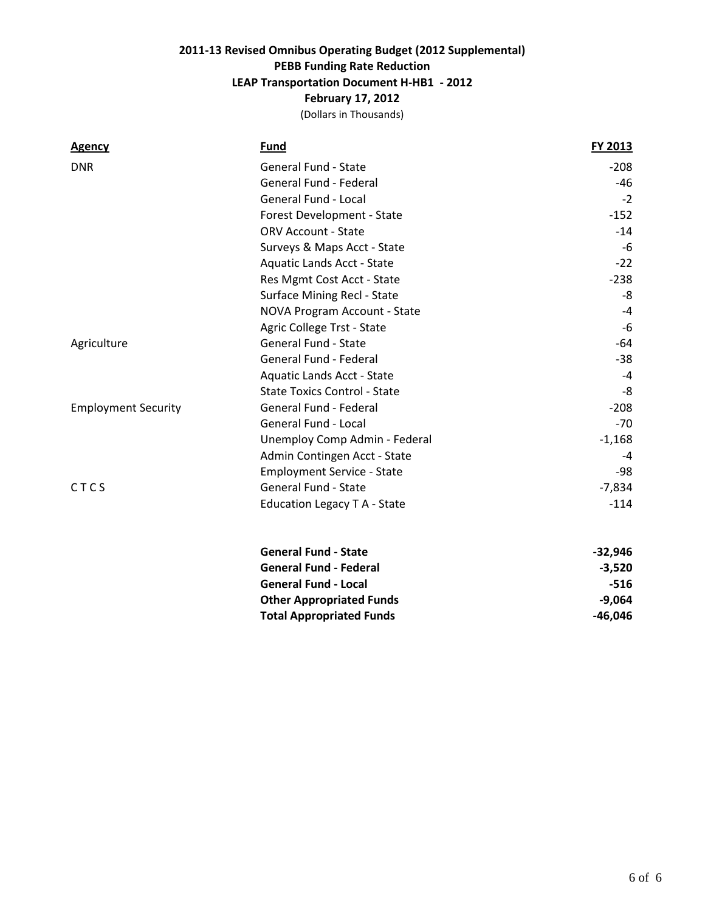**2011-13 Revised Omnibus Operating Budget (2012 Supplemental)**

**PEBB Funding Rate Reduction**

**LEAP Transportation Document H-HB1 - 2012**

**February 17, 2012**

(Dollars in Thousands)

| Agency | Fund | FY 2013 |
|---|---|---|
| DNR | General Fund - State | -208 |
| | General Fund - Federal | -46 |
| | General Fund - Local | -2 |
| | Forest Development - State | -152 |
| | ORV Account - State | -14 |
| | Surveys & Maps Acct - State | -6 |
| | Aquatic Lands Acct - State | -22 |
| | Res Mgmt Cost Acct - State | -238 |
| | Surface Mining Recl - State | -8 |
| | NOVA Program Account - State | -4 |
| | Agric College Trst - State | -6 |
| Agriculture | General Fund - State | -64 |
| | General Fund - Federal | -38 |
| | Aquatic Lands Acct - State | -4 |
| | State Toxics Control - State | -8 |
| Employment Security | General Fund - Federal | -208 |
| | General Fund - Local | -70 |
| | Unemploy Comp Admin - Federal | -1,168 |
| | Admin Contingen Acct - State | -4 |
| | Employment Service - State | -98 |
| C T C S | General Fund - State | -7,834 |
| | Education Legacy T A - State | -114 |
| | | |
| | **General Fund - State** | **-32,946** |
| | **General Fund - Federal** | **-3,520** |
| | **General Fund - Local** | **-516** |
| | **Other Appropriated Funds** | **-9,064** |
| | **Total Appropriated Funds** | **-46,046** |